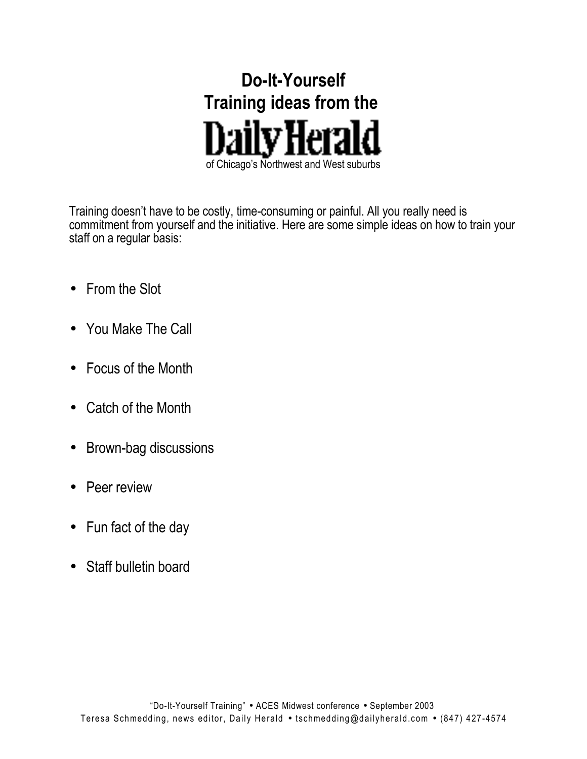# Do-It-Yourself Training ideas from the Daily Herald

of Chicago's Northwest and West suburbs

Training doesn't have to be costly, time-consuming or painful. All you really need is commitment from yourself and the initiative. Here are some simple ideas on how to train your staff on a regular basis:

- From the Slot
- You Make The Call
- Focus of the Month
- Catch of the Month
- Brown-bag discussions
- Peer review
- Fun fact of the day
- Staff bulletin board

"Do-It-Yourself Training" • ACES Midwest conference • September 2003
Teresa Schmedding, news editor, Daily Herald • tschmedding@dailyherald.com • (847) 427-4574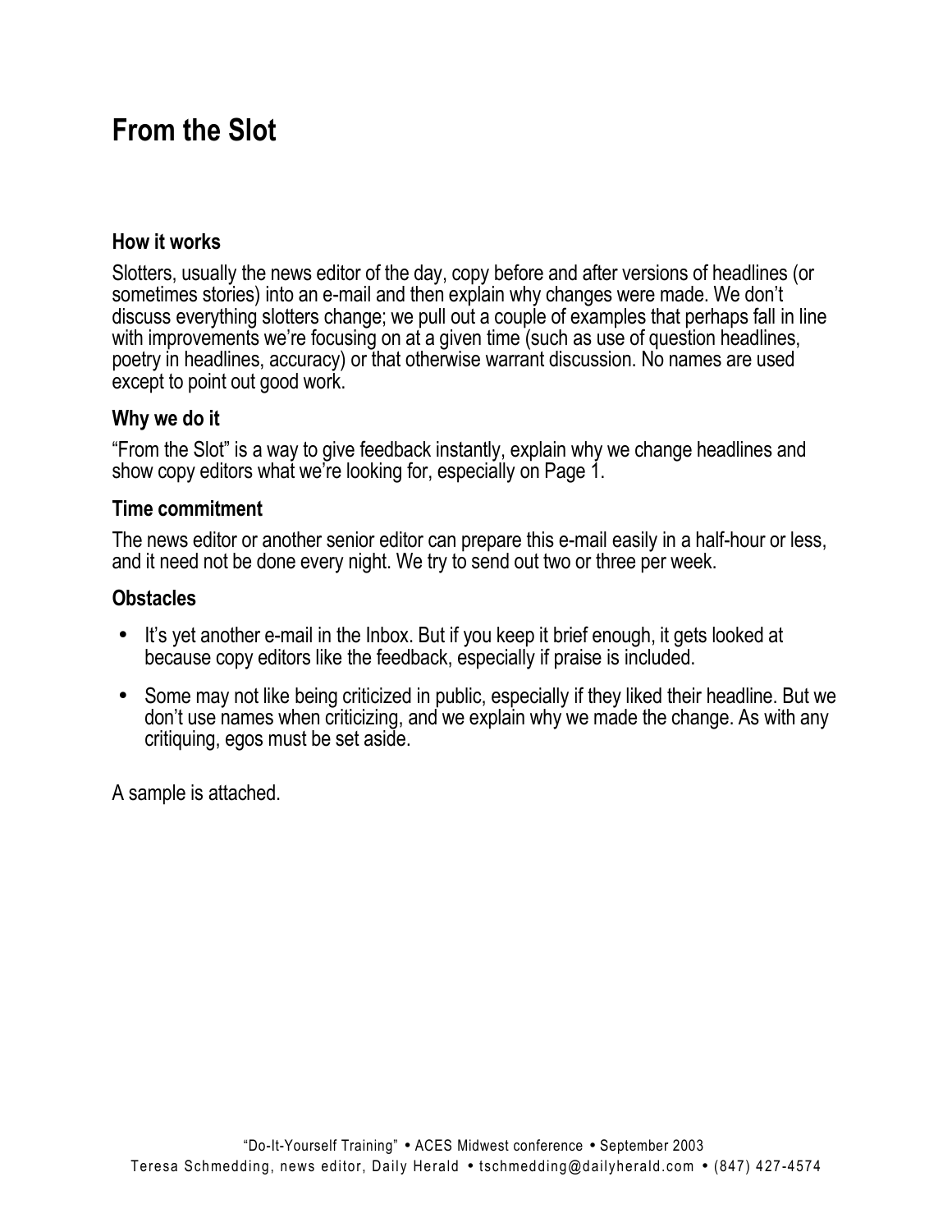# From the Slot

### How it works

Slotters, usually the news editor of the day, copy before and after versions of headlines (or sometimes stories) into an e-mail and then explain why changes were made. We don't discuss everything slotters change; we pull out a couple of examples that perhaps fall in line with improvements we're focusing on at a given time (such as use of question headlines, poetry in headlines, accuracy) or that otherwise warrant discussion. No names are used except to point out good work.

### Why we do it

"From the Slot" is a way to give feedback instantly, explain why we change headlines and show copy editors what we're looking for, especially on Page 1.

### Time commitment

The news editor or another senior editor can prepare this e-mail easily in a half-hour or less, and it need not be done every night. We try to send out two or three per week.

### Obstacles

- It's yet another e-mail in the Inbox. But if you keep it brief enough, it gets looked at because copy editors like the feedback, especially if praise is included.
- Some may not like being criticized in public, especially if they liked their headline. But we don't use names when criticizing, and we explain why we made the change. As with any critiquing, egos must be set aside.

A sample is attached.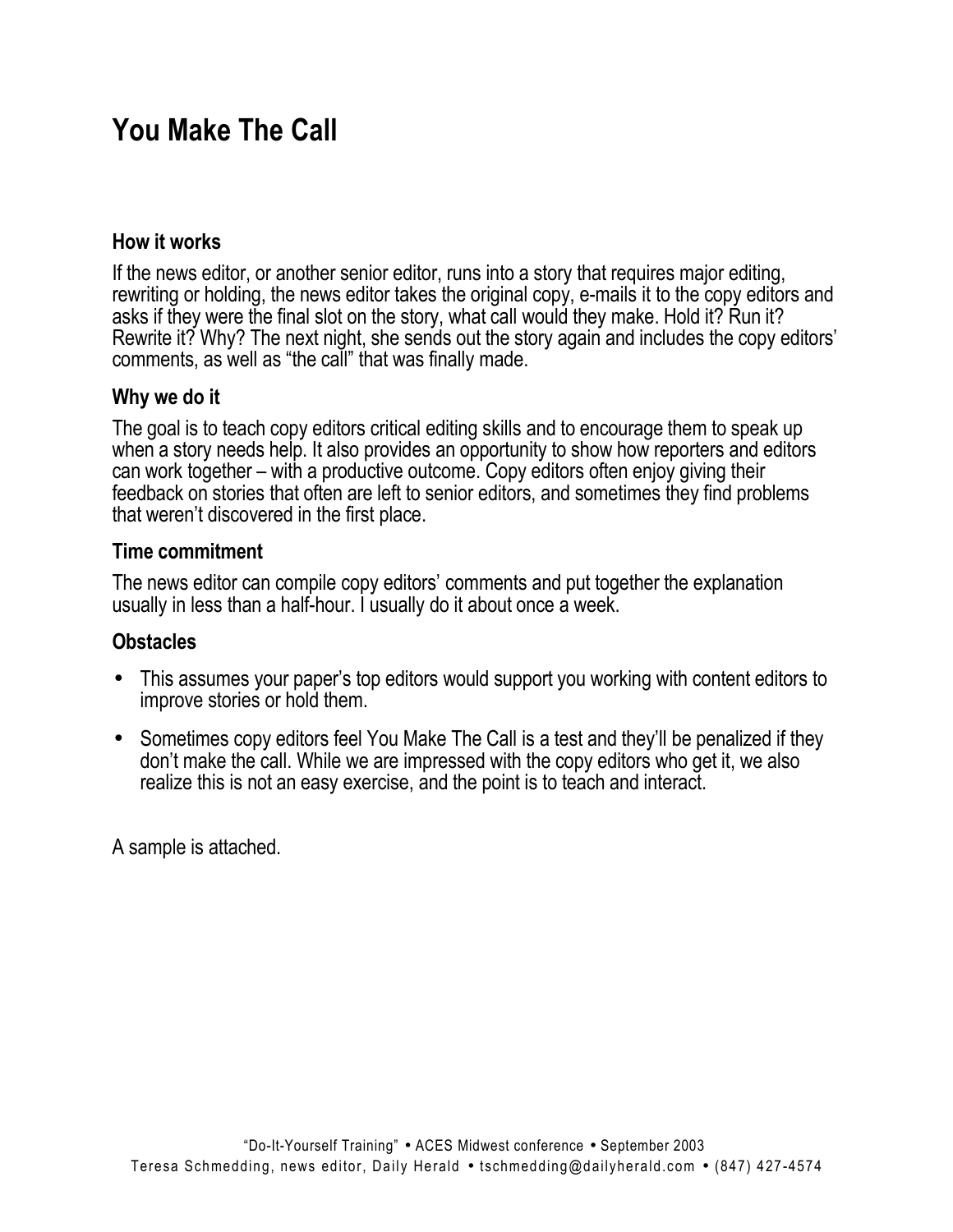# You Make The Call

### How it works

If the news editor, or another senior editor, runs into a story that requires major editing, rewriting or holding, the news editor takes the original copy, e-mails it to the copy editors and asks if they were the final slot on the story, what call would they make. Hold it? Run it? Rewrite it? Why? The next night, she sends out the story again and includes the copy editors' comments, as well as "the call" that was finally made.

### Why we do it

The goal is to teach copy editors critical editing skills and to encourage them to speak up when a story needs help. It also provides an opportunity to show how reporters and editors can work together – with a productive outcome. Copy editors often enjoy giving their feedback on stories that often are left to senior editors, and sometimes they find problems that weren't discovered in the first place.

### Time commitment

The news editor can compile copy editors' comments and put together the explanation usually in less than a half-hour. I usually do it about once a week.

### Obstacles

- This assumes your paper's top editors would support you working with content editors to improve stories or hold them.
- Sometimes copy editors feel You Make The Call is a test and they'll be penalized if they don't make the call. While we are impressed with the copy editors who get it, we also realize this is not an easy exercise, and the point is to teach and interact.

A sample is attached.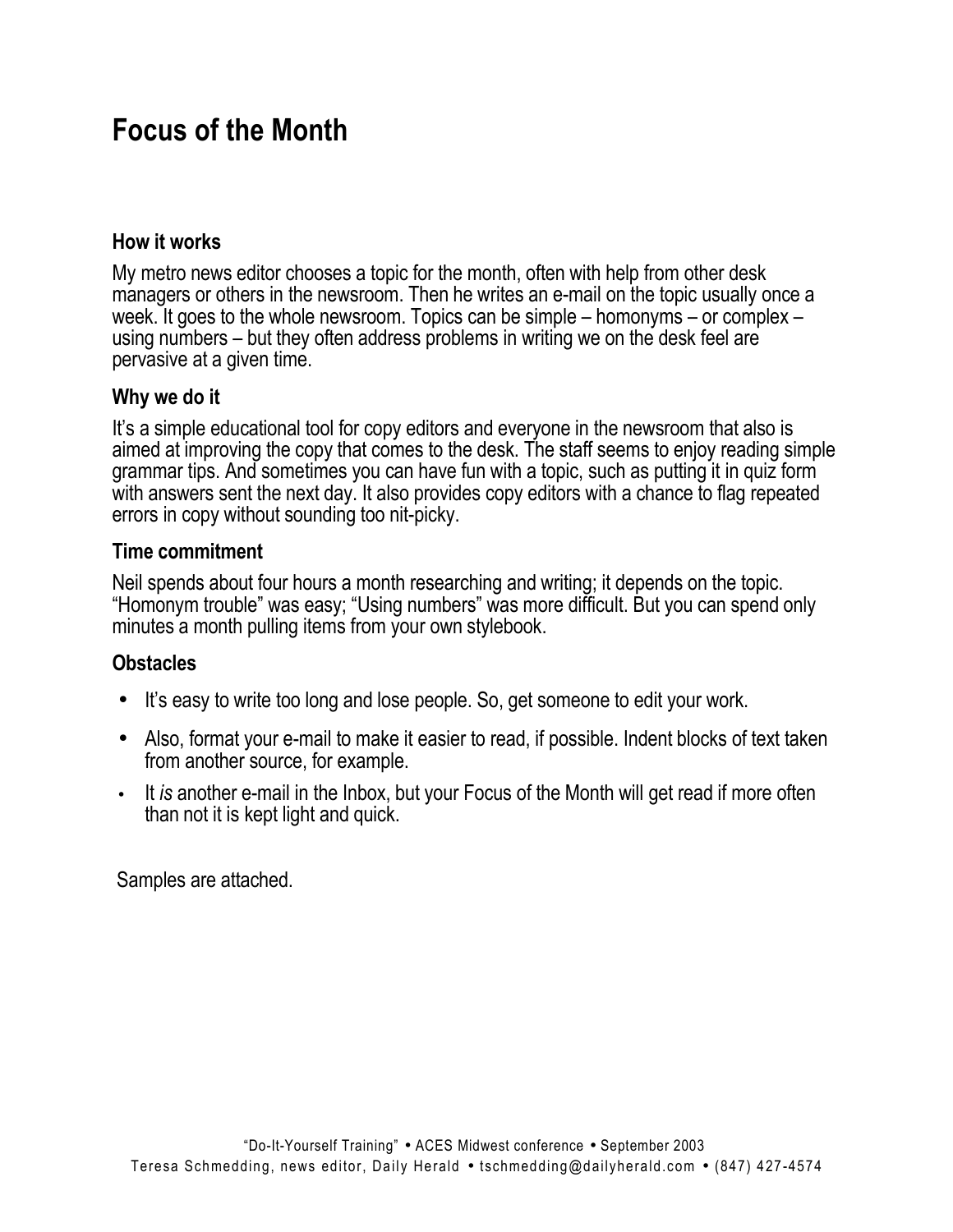# Focus of the Month

### How it works

My metro news editor chooses a topic for the month, often with help from other desk managers or others in the newsroom. Then he writes an e-mail on the topic usually once a week. It goes to the whole newsroom. Topics can be simple – homonyms – or complex – using numbers – but they often address problems in writing we on the desk feel are pervasive at a given time.

### Why we do it

It's a simple educational tool for copy editors and everyone in the newsroom that also is aimed at improving the copy that comes to the desk. The staff seems to enjoy reading simple grammar tips. And sometimes you can have fun with a topic, such as putting it in quiz form with answers sent the next day. It also provides copy editors with a chance to flag repeated errors in copy without sounding too nit-picky.

### Time commitment

Neil spends about four hours a month researching and writing; it depends on the topic. "Homonym trouble" was easy; "Using numbers" was more difficult. But you can spend only minutes a month pulling items from your own stylebook.

### Obstacles

- It's easy to write too long and lose people. So, get someone to edit your work.
- Also, format your e-mail to make it easier to read, if possible. Indent blocks of text taken from another source, for example.
- It *is* another e-mail in the Inbox, but your Focus of the Month will get read if more often than not it is kept light and quick.

Samples are attached.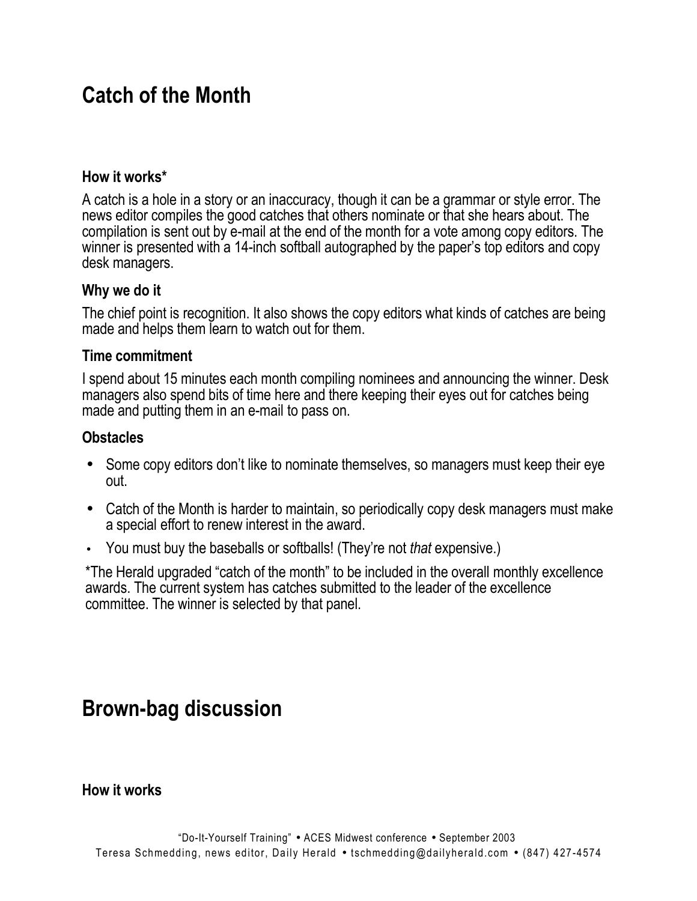## Catch of the Month

### How it works*

A catch is a hole in a story or an inaccuracy, though it can be a grammar or style error. The news editor compiles the good catches that others nominate or that she hears about. The compilation is sent out by e-mail at the end of the month for a vote among copy editors. The winner is presented with a 14-inch softball autographed by the paper's top editors and copy desk managers.

### Why we do it

The chief point is recognition. It also shows the copy editors what kinds of catches are being made and helps them learn to watch out for them.

### Time commitment

I spend about 15 minutes each month compiling nominees and announcing the winner. Desk managers also spend bits of time here and there keeping their eyes out for catches being made and putting them in an e-mail to pass on.

### Obstacles

- Some copy editors don't like to nominate themselves, so managers must keep their eye out.
- Catch of the Month is harder to maintain, so periodically copy desk managers must make a special effort to renew interest in the award.
- You must buy the baseballs or softballs! (They're not *that* expensive.)

*The Herald upgraded "catch of the month" to be included in the overall monthly excellence awards. The current system has catches submitted to the leader of the excellence committee. The winner is selected by that panel.

## Brown-bag discussion

### How it works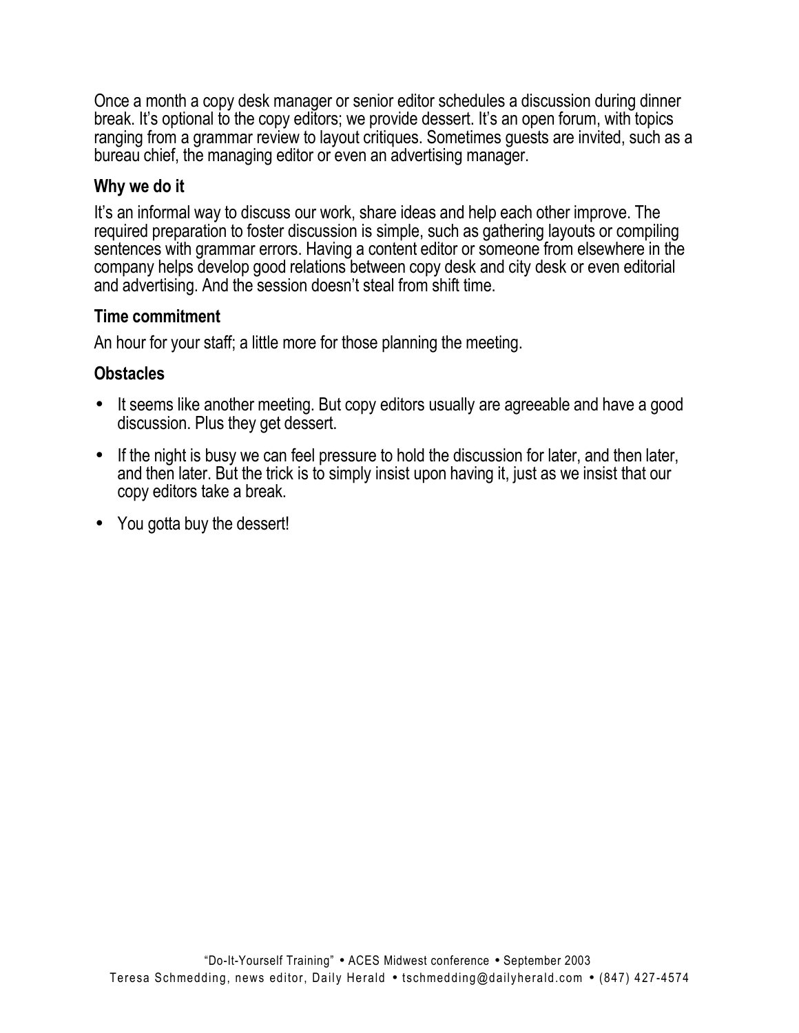Once a month a copy desk manager or senior editor schedules a discussion during dinner break. It's optional to the copy editors; we provide dessert. It's an open forum, with topics ranging from a grammar review to layout critiques. Sometimes guests are invited, such as a bureau chief, the managing editor or even an advertising manager.

### Why we do it

It's an informal way to discuss our work, share ideas and help each other improve. The required preparation to foster discussion is simple, such as gathering layouts or compiling sentences with grammar errors. Having a content editor or someone from elsewhere in the company helps develop good relations between copy desk and city desk or even editorial and advertising. And the session doesn't steal from shift time.

### Time commitment

An hour for your staff; a little more for those planning the meeting.

### Obstacles

- It seems like another meeting. But copy editors usually are agreeable and have a good discussion. Plus they get dessert.
- If the night is busy we can feel pressure to hold the discussion for later, and then later, and then later. But the trick is to simply insist upon having it, just as we insist that our copy editors take a break.
- You gotta buy the dessert!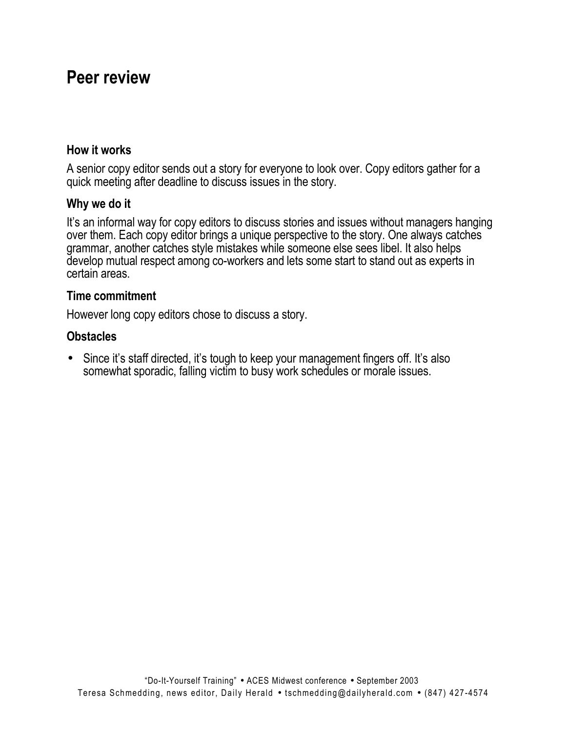# Peer review

### How it works

A senior copy editor sends out a story for everyone to look over. Copy editors gather for a quick meeting after deadline to discuss issues in the story.

### Why we do it

It's an informal way for copy editors to discuss stories and issues without managers hanging over them. Each copy editor brings a unique perspective to the story. One always catches grammar, another catches style mistakes while someone else sees libel. It also helps develop mutual respect among co-workers and lets some start to stand out as experts in certain areas.

### Time commitment

However long copy editors chose to discuss a story.

### Obstacles

- Since it's staff directed, it's tough to keep your management fingers off. It's also somewhat sporadic, falling victim to busy work schedules or morale issues.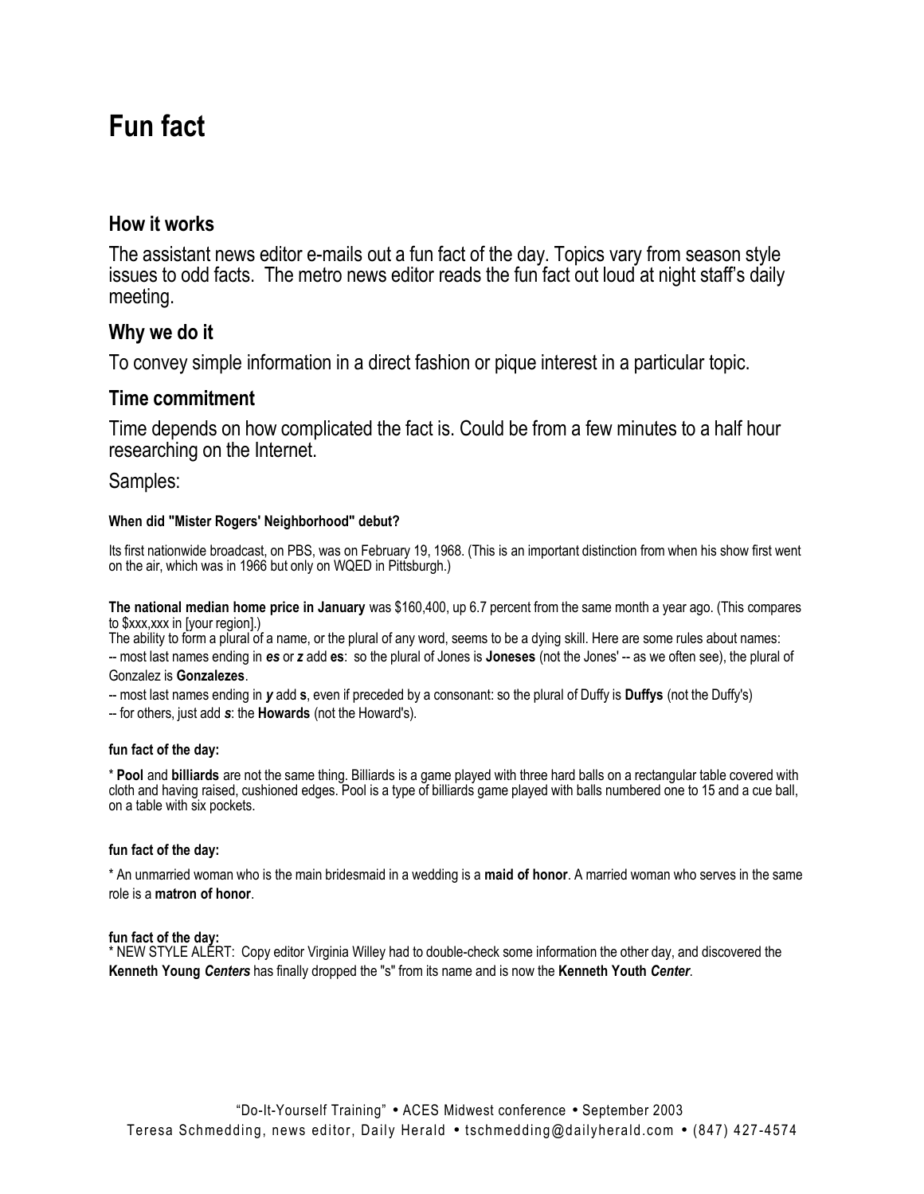// Fun fact

# Fun fact

## How it works

The assistant news editor e-mails out a fun fact of the day. Topics vary from season style issues to odd facts. The metro news editor reads the fun fact out loud at night staff's daily meeting.

## Why we do it

To convey simple information in a direct fashion or pique interest in a particular topic.

## Time commitment

Time depends on how complicated the fact is. Could be from a few minutes to a half hour researching on the Internet.

Samples:

**When did "Mister Rogers' Neighborhood" debut?**

Its first nationwide broadcast, on PBS, was on February 19, 1968. (This is an important distinction from when his show first went on the air, which was in 1966 but only on WQED in Pittsburgh.)

**The national median home price in January** was $160,400, up 6.7 percent from the same month a year ago. (This compares to $xxx,xxx in [your region].)

The ability to form a plural of a name, or the plural of any word, seems to be a dying skill. Here are some rules about names:

-- most last names ending in ***es*** or ***z*** add **es**: so the plural of Jones is **Joneses** (not the Jones' -- as we often see), the plural of Gonzalez is **Gonzalezes**.

-- most last names ending in ***y*** add **s**, even if preceded by a consonant: so the plural of Duffy is **Duffys** (not the Duffy's)

-- for others, just add ***s***: the **Howards** (not the Howard's).

**fun fact of the day:**

* **Pool** and **billiards** are not the same thing. Billiards is a game played with three hard balls on a rectangular table covered with cloth and having raised, cushioned edges. Pool is a type of billiards game played with balls numbered one to 15 and a cue ball, on a table with six pockets.

**fun fact of the day:**

* An unmarried woman who is the main bridesmaid in a wedding is a **maid of honor**. A married woman who serves in the same role is a **matron of honor**.

**fun fact of the day:**

* NEW STYLE ALERT: Copy editor Virginia Willey had to double-check some information the other day, and discovered the **Kenneth Young *Centers*** has finally dropped the "s" from its name and is now the **Kenneth Youth *Center***.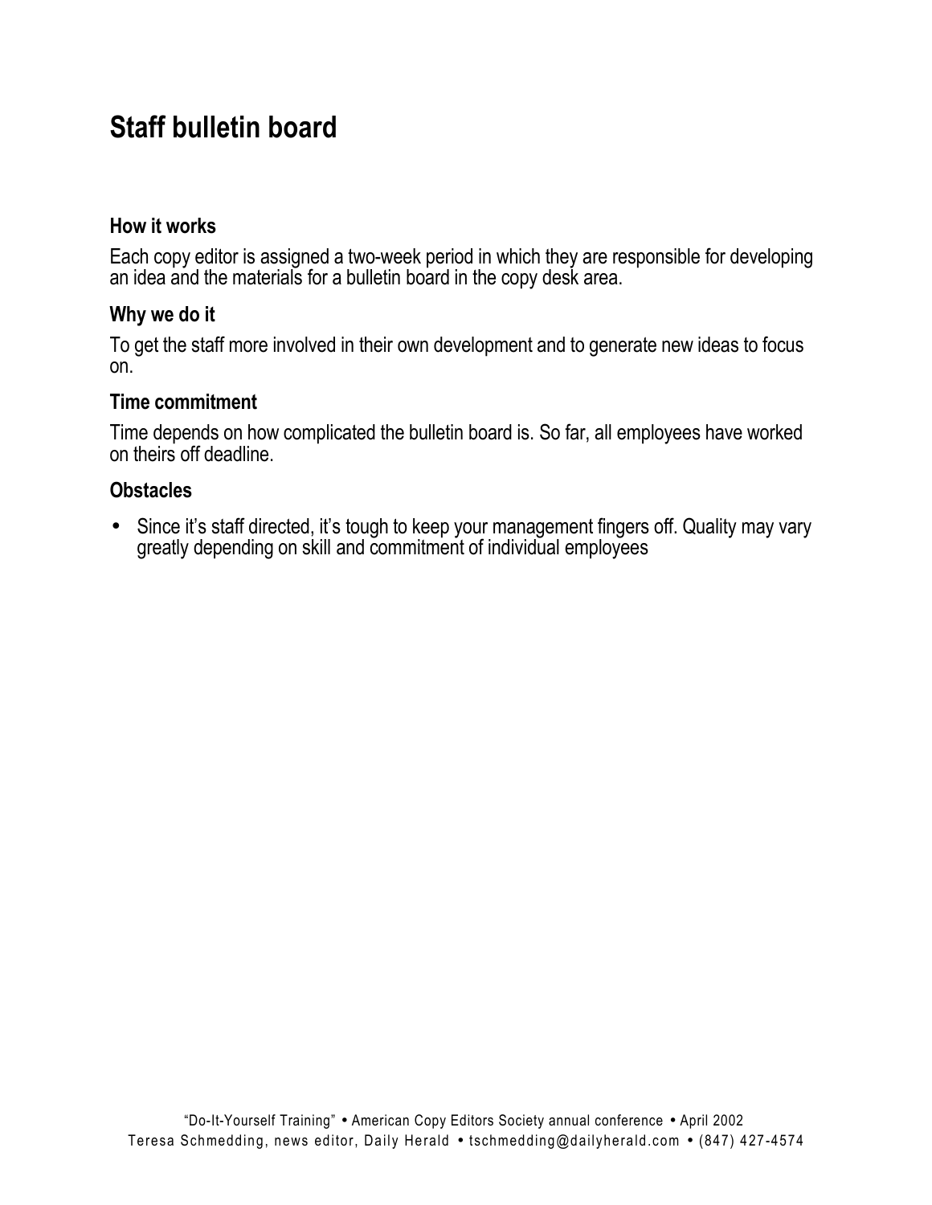# Staff bulletin board

### How it works

Each copy editor is assigned a two-week period in which they are responsible for developing an idea and the materials for a bulletin board in the copy desk area.

### Why we do it

To get the staff more involved in their own development and to generate new ideas to focus on.

### Time commitment

Time depends on how complicated the bulletin board is. So far, all employees have worked on theirs off deadline.

### Obstacles

- Since it's staff directed, it's tough to keep your management fingers off. Quality may vary greatly depending on skill and commitment of individual employees